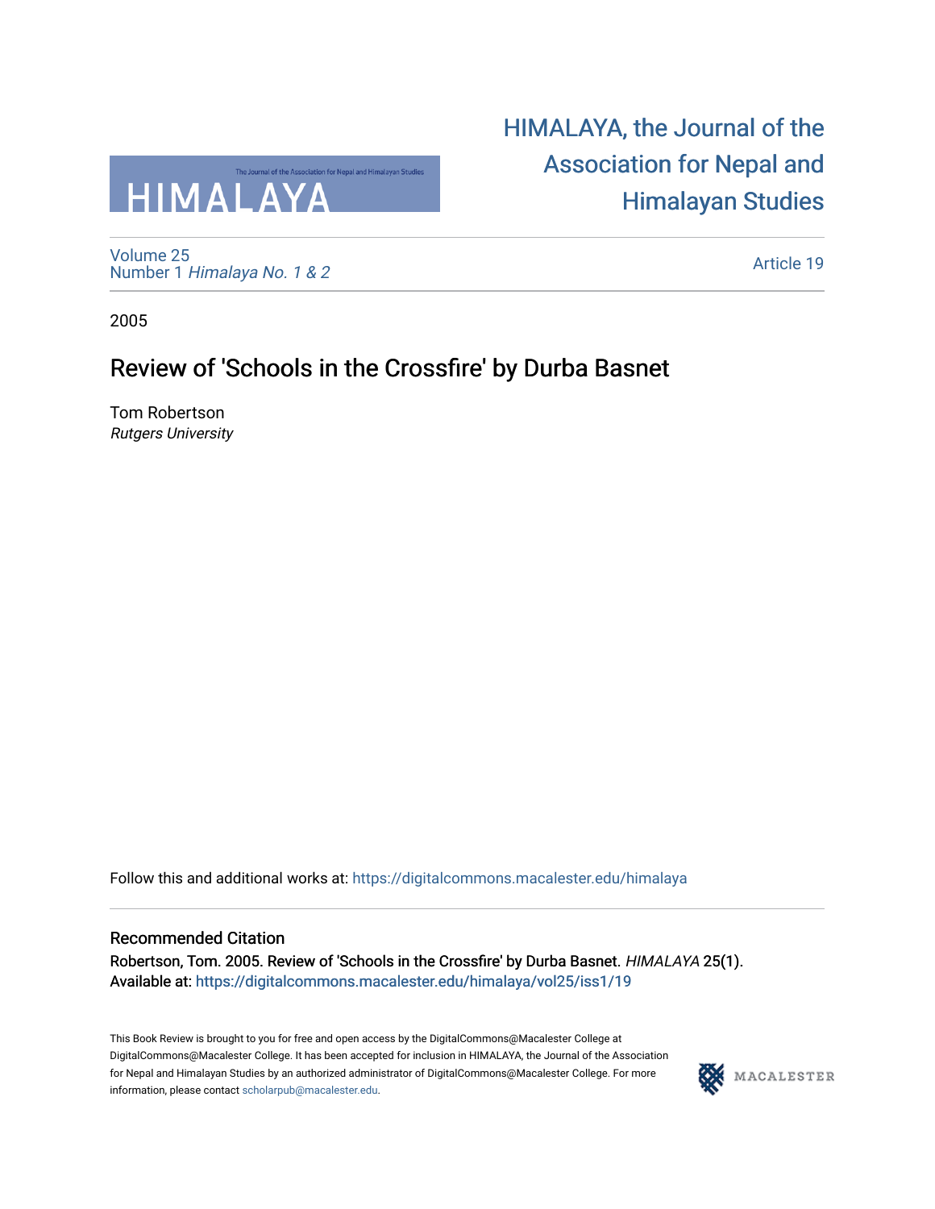# HIMALAYA, the Journal of the Association for Nepal and Himalayan Studies

Volume 25
Number 1 *Himalaya No. 1 & 2*

Article 19

2005

## Review of 'Schools in the Crossfire' by Durba Basnet

Tom Robertson
*Rutgers University*

Follow this and additional works at: https://digitalcommons.macalester.edu/himalaya

### Recommended Citation

Robertson, Tom. 2005. Review of 'Schools in the Crossfire' by Durba Basnet. *HIMALAYA* 25(1).
Available at: https://digitalcommons.macalester.edu/himalaya/vol25/iss1/19

This Book Review is brought to you for free and open access by the DigitalCommons@Macalester College at DigitalCommons@Macalester College. It has been accepted for inclusion in HIMALAYA, the Journal of the Association for Nepal and Himalayan Studies by an authorized administrator of DigitalCommons@Macalester College. For more information, please contact scholarpub@macalester.edu.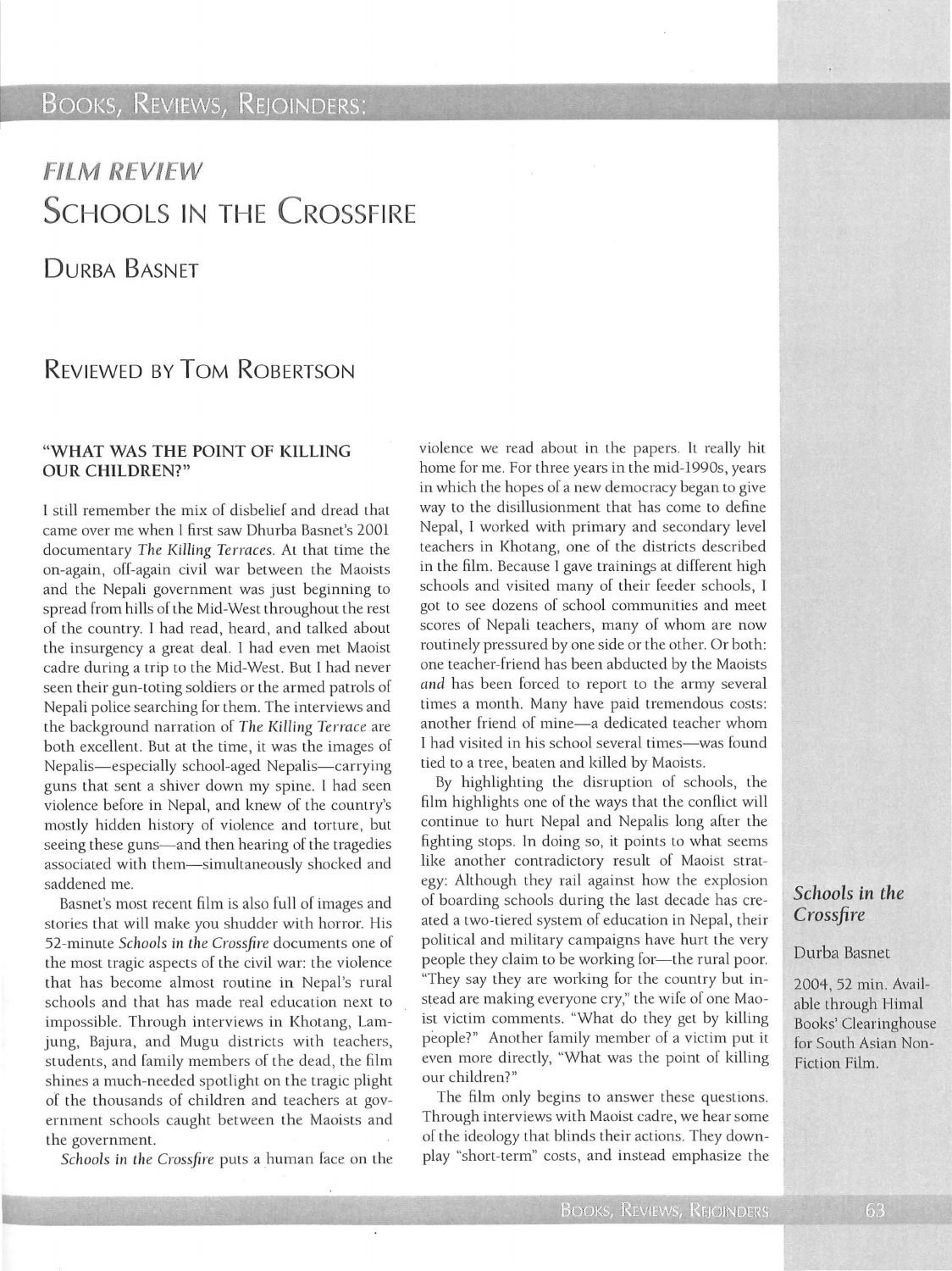## FILM REVIEW

# Schools in the Crossfire

## Durba Basnet

## Reviewed by Tom Robertson

### "WHAT WAS THE POINT OF KILLING OUR CHILDREN?"

I still remember the mix of disbelief and dread that came over me when I first saw Dhurba Basnet's 2001 documentary *The Killing Terraces*. At that time the on-again, off-again civil war between the Maoists and the Nepali government was just beginning to spread from hills of the Mid-West throughout the rest of the country. I had read, heard, and talked about the insurgency a great deal. I had even met Maoist cadre during a trip to the Mid-West. But I had never seen their gun-toting soldiers or the armed patrols of Nepali police searching for them. The interviews and the background narration of *The Killing Terrace* are both excellent. But at the time, it was the images of Nepalis—especially school-aged Nepalis—carrying guns that sent a shiver down my spine. I had seen violence before in Nepal, and knew of the country's mostly hidden history of violence and torture, but seeing these guns—and then hearing of the tragedies associated with them—simultaneously shocked and saddened me.

Basnet's most recent film is also full of images and stories that will make you shudder with horror. His 52-minute *Schools in the Crossfire* documents one of the most tragic aspects of the civil war: the violence that has become almost routine in Nepal's rural schools and that has made real education next to impossible. Through interviews in Khotang, Lamjung, Bajura, and Mugu districts with teachers, students, and family members of the dead, the film shines a much-needed spotlight on the tragic plight of the thousands of children and teachers at government schools caught between the Maoists and the government.

*Schools in the Crossfire* puts a human face on the violence we read about in the papers. It really hit home for me. For three years in the mid-1990s, years in which the hopes of a new democracy began to give way to the disillusionment that has come to define Nepal, I worked with primary and secondary level teachers in Khotang, one of the districts described in the film. Because I gave trainings at different high schools and visited many of their feeder schools, I got to see dozens of school communities and meet scores of Nepali teachers, many of whom are now routinely pressured by one side or the other. Or both: one teacher-friend has been abducted by the Maoists *and* has been forced to report to the army several times a month. Many have paid tremendous costs: another friend of mine—a dedicated teacher whom I had visited in his school several times—was found tied to a tree, beaten and killed by Maoists.

By highlighting the disruption of schools, the film highlights one of the ways that the conflict will continue to hurt Nepal and Nepalis long after the fighting stops. In doing so, it points to what seems like another contradictory result of Maoist strategy: Although they rail against how the explosion of boarding schools during the last decade has created a two-tiered system of education in Nepal, their political and military campaigns have hurt the very people they claim to be working for—the rural poor. "They say they are working for the country but instead are making everyone cry," the wife of one Maoist victim comments. "What do they get by killing people?" Another family member of a victim put it even more directly, "What was the point of killing our children?"

The film only begins to answer these questions. Through interviews with Maoist cadre, we hear some of the ideology that blinds their actions. They downplay "short-term" costs, and instead emphasize the

***Schools in the Crossfire***

Durba Basnet

2004, 52 min. Available through Himal Books' Clearinghouse for South Asian Non-Fiction Film.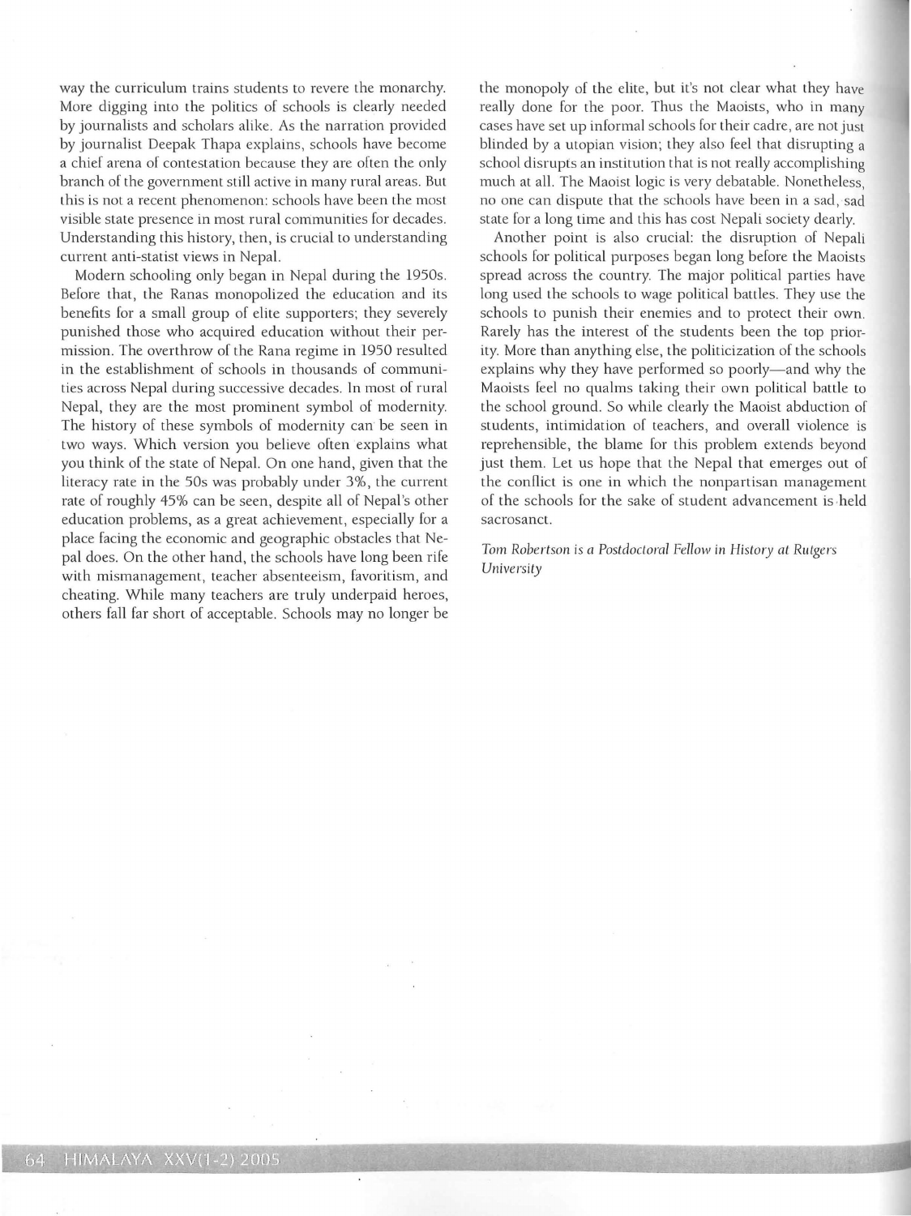way the curriculum trains students to revere the monarchy. More digging into the politics of schools is clearly needed by journalists and scholars alike. As the narration provided by journalist Deepak Thapa explains, schools have become a chief arena of contestation because they are often the only branch of the government still active in many rural areas. But this is not a recent phenomenon: schools have been the most visible state presence in most rural communities for decades. Understanding this history, then, is crucial to understanding current anti-statist views in Nepal.

Modern schooling only began in Nepal during the 1950s. Before that, the Ranas monopolized the education and its benefits for a small group of elite supporters; they severely punished those who acquired education without their permission. The overthrow of the Rana regime in 1950 resulted in the establishment of schools in thousands of communities across Nepal during successive decades. In most of rural Nepal, they are the most prominent symbol of modernity. The history of these symbols of modernity can be seen in two ways. Which version you believe often explains what you think of the state of Nepal. On one hand, given that the literacy rate in the 50s was probably under 3%, the current rate of roughly 45% can be seen, despite all of Nepal's other education problems, as a great achievement, especially for a place facing the economic and geographic obstacles that Nepal does. On the other hand, the schools have long been rife with mismanagement, teacher absenteeism, favoritism, and cheating. While many teachers are truly underpaid heroes, others fall far short of acceptable. Schools may no longer be the monopoly of the elite, but it's not clear what they have really done for the poor. Thus the Maoists, who in many cases have set up informal schools for their cadre, are not just blinded by a utopian vision; they also feel that disrupting a school disrupts an institution that is not really accomplishing much at all. The Maoist logic is very debatable. Nonetheless, no one can dispute that the schools have been in a sad, sad state for a long time and this has cost Nepali society dearly.

Another point is also crucial: the disruption of Nepali schools for political purposes began long before the Maoists spread across the country. The major political parties have long used the schools to wage political battles. They use the schools to punish their enemies and to protect their own. Rarely has the interest of the students been the top priority. More than anything else, the politicization of the schools explains why they have performed so poorly—and why the Maoists feel no qualms taking their own political battle to the school ground. So while clearly the Maoist abduction of students, intimidation of teachers, and overall violence is reprehensible, the blame for this problem extends beyond just them. Let us hope that the Nepal that emerges out of the conflict is one in which the nonpartisan management of the schools for the sake of student advancement is held sacrosanct.

*Tom Robertson is a Postdoctoral Fellow in History at Rutgers University*